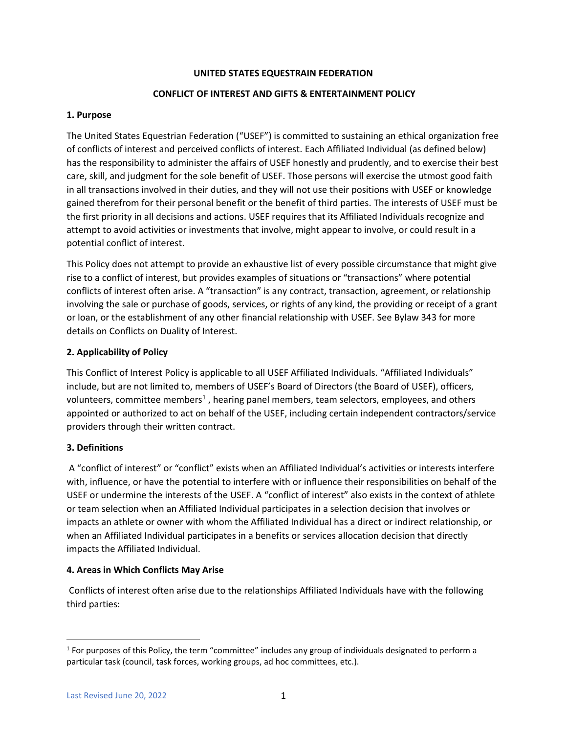**UNITED STATES EQUESTRAIN FEDERATION**

**CONFLICT OF INTEREST AND GIFTS & ENTERTAINMENT POLICY**

**1. Purpose**

The United States Equestrian Federation ("USEF") is committed to sustaining an ethical organization free of conflicts of interest and perceived conflicts of interest. Each Affiliated Individual (as defined below) has the responsibility to administer the affairs of USEF honestly and prudently, and to exercise their best care, skill, and judgment for the sole benefit of USEF. Those persons will exercise the utmost good faith in all transactions involved in their duties, and they will not use their positions with USEF or knowledge gained therefrom for their personal benefit or the benefit of third parties. The interests of USEF must be the first priority in all decisions and actions. USEF requires that its Affiliated Individuals recognize and attempt to avoid activities or investments that involve, might appear to involve, or could result in a potential conflict of interest.

This Policy does not attempt to provide an exhaustive list of every possible circumstance that might give rise to a conflict of interest, but provides examples of situations or "transactions" where potential conflicts of interest often arise. A "transaction" is any contract, transaction, agreement, or relationship involving the sale or purchase of goods, services, or rights of any kind, the providing or receipt of a grant or loan, or the establishment of any other financial relationship with USEF. See Bylaw 343 for more details on Conflicts on Duality of Interest.

**2. Applicability of Policy**

This Conflict of Interest Policy is applicable to all USEF Affiliated Individuals. "Affiliated Individuals" include, but are not limited to, members of USEF's Board of Directors (the Board of USEF), officers, volunteers, committee members[1] , hearing panel members, team selectors, employees, and others appointed or authorized to act on behalf of the USEF, including certain independent contractors/service providers through their written contract.

**3. Definitions**

A "conflict of interest" or "conflict" exists when an Affiliated Individual's activities or interests interfere with, influence, or have the potential to interfere with or influence their responsibilities on behalf of the USEF or undermine the interests of the USEF. A "conflict of interest" also exists in the context of athlete or team selection when an Affiliated Individual participates in a selection decision that involves or impacts an athlete or owner with whom the Affiliated Individual has a direct or indirect relationship, or when an Affiliated Individual participates in a benefits or services allocation decision that directly impacts the Affiliated Individual.

**4. Areas in Which Conflicts May Arise**

Conflicts of interest often arise due to the relationships Affiliated Individuals have with the following third parties:

[1] For purposes of this Policy, the term "committee" includes any group of individuals designated to perform a particular task (council, task forces, working groups, ad hoc committees, etc.).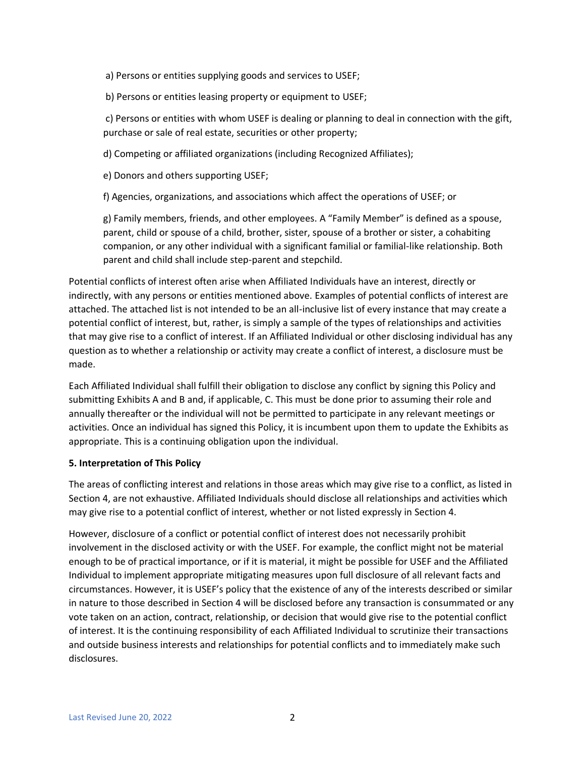a) Persons or entities supplying goods and services to USEF;

b) Persons or entities leasing property or equipment to USEF;

c) Persons or entities with whom USEF is dealing or planning to deal in connection with the gift, purchase or sale of real estate, securities or other property;

d) Competing or affiliated organizations (including Recognized Affiliates);

e) Donors and others supporting USEF;

f) Agencies, organizations, and associations which affect the operations of USEF; or

g) Family members, friends, and other employees. A "Family Member" is defined as a spouse, parent, child or spouse of a child, brother, sister, spouse of a brother or sister, a cohabiting companion, or any other individual with a significant familial or familial-like relationship. Both parent and child shall include step-parent and stepchild.

Potential conflicts of interest often arise when Affiliated Individuals have an interest, directly or indirectly, with any persons or entities mentioned above. Examples of potential conflicts of interest are attached. The attached list is not intended to be an all-inclusive list of every instance that may create a potential conflict of interest, but, rather, is simply a sample of the types of relationships and activities that may give rise to a conflict of interest. If an Affiliated Individual or other disclosing individual has any question as to whether a relationship or activity may create a conflict of interest, a disclosure must be made.

Each Affiliated Individual shall fulfill their obligation to disclose any conflict by signing this Policy and submitting Exhibits A and B and, if applicable, C. This must be done prior to assuming their role and annually thereafter or the individual will not be permitted to participate in any relevant meetings or activities. Once an individual has signed this Policy, it is incumbent upon them to update the Exhibits as appropriate. This is a continuing obligation upon the individual.

**5. Interpretation of This Policy**

The areas of conflicting interest and relations in those areas which may give rise to a conflict, as listed in Section 4, are not exhaustive. Affiliated Individuals should disclose all relationships and activities which may give rise to a potential conflict of interest, whether or not listed expressly in Section 4.

However, disclosure of a conflict or potential conflict of interest does not necessarily prohibit involvement in the disclosed activity or with the USEF. For example, the conflict might not be material enough to be of practical importance, or if it is material, it might be possible for USEF and the Affiliated Individual to implement appropriate mitigating measures upon full disclosure of all relevant facts and circumstances. However, it is USEF's policy that the existence of any of the interests described or similar in nature to those described in Section 4 will be disclosed before any transaction is consummated or any vote taken on an action, contract, relationship, or decision that would give rise to the potential conflict of interest. It is the continuing responsibility of each Affiliated Individual to scrutinize their transactions and outside business interests and relationships for potential conflicts and to immediately make such disclosures.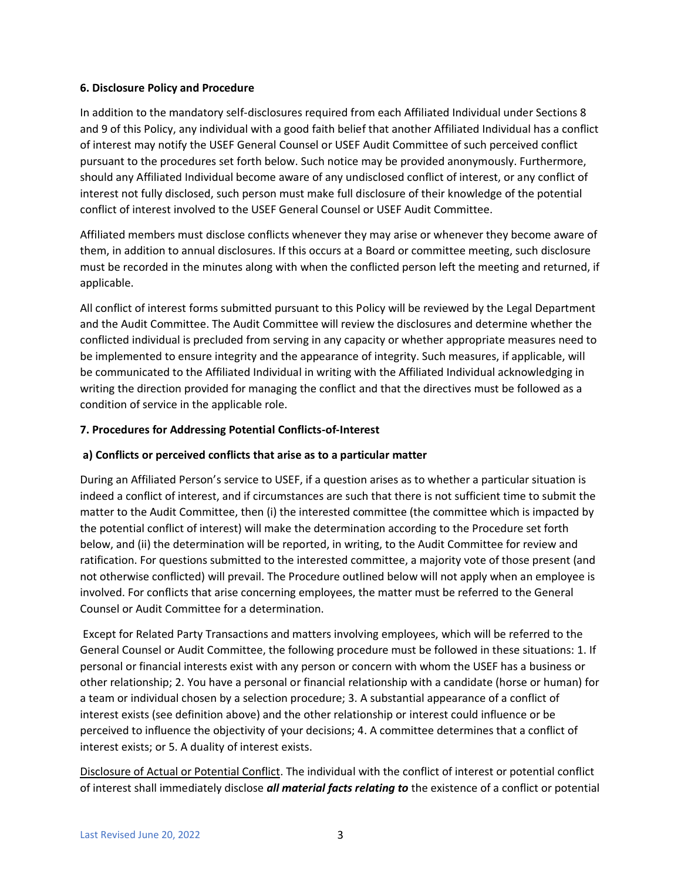**6. Disclosure Policy and Procedure**

In addition to the mandatory self-disclosures required from each Affiliated Individual under Sections 8 and 9 of this Policy, any individual with a good faith belief that another Affiliated Individual has a conflict of interest may notify the USEF General Counsel or USEF Audit Committee of such perceived conflict pursuant to the procedures set forth below. Such notice may be provided anonymously. Furthermore, should any Affiliated Individual become aware of any undisclosed conflict of interest, or any conflict of interest not fully disclosed, such person must make full disclosure of their knowledge of the potential conflict of interest involved to the USEF General Counsel or USEF Audit Committee.

Affiliated members must disclose conflicts whenever they may arise or whenever they become aware of them, in addition to annual disclosures. If this occurs at a Board or committee meeting, such disclosure must be recorded in the minutes along with when the conflicted person left the meeting and returned, if applicable.

All conflict of interest forms submitted pursuant to this Policy will be reviewed by the Legal Department and the Audit Committee. The Audit Committee will review the disclosures and determine whether the conflicted individual is precluded from serving in any capacity or whether appropriate measures need to be implemented to ensure integrity and the appearance of integrity. Such measures, if applicable, will be communicated to the Affiliated Individual in writing with the Affiliated Individual acknowledging in writing the direction provided for managing the conflict and that the directives must be followed as a condition of service in the applicable role.

**7. Procedures for Addressing Potential Conflicts-of-Interest**

**a) Conflicts or perceived conflicts that arise as to a particular matter**

During an Affiliated Person's service to USEF, if a question arises as to whether a particular situation is indeed a conflict of interest, and if circumstances are such that there is not sufficient time to submit the matter to the Audit Committee, then (i) the interested committee (the committee which is impacted by the potential conflict of interest) will make the determination according to the Procedure set forth below, and (ii) the determination will be reported, in writing, to the Audit Committee for review and ratification. For questions submitted to the interested committee, a majority vote of those present (and not otherwise conflicted) will prevail. The Procedure outlined below will not apply when an employee is involved. For conflicts that arise concerning employees, the matter must be referred to the General Counsel or Audit Committee for a determination.

Except for Related Party Transactions and matters involving employees, which will be referred to the General Counsel or Audit Committee, the following procedure must be followed in these situations: 1. If personal or financial interests exist with any person or concern with whom the USEF has a business or other relationship; 2. You have a personal or financial relationship with a candidate (horse or human) for a team or individual chosen by a selection procedure; 3. A substantial appearance of a conflict of interest exists (see definition above) and the other relationship or interest could influence or be perceived to influence the objectivity of your decisions; 4. A committee determines that a conflict of interest exists; or 5. A duality of interest exists.

<u>Disclosure of Actual or Potential Conflict</u>. The individual with the conflict of interest or potential conflict of interest shall immediately disclose ***all material facts relating to*** the existence of a conflict or potential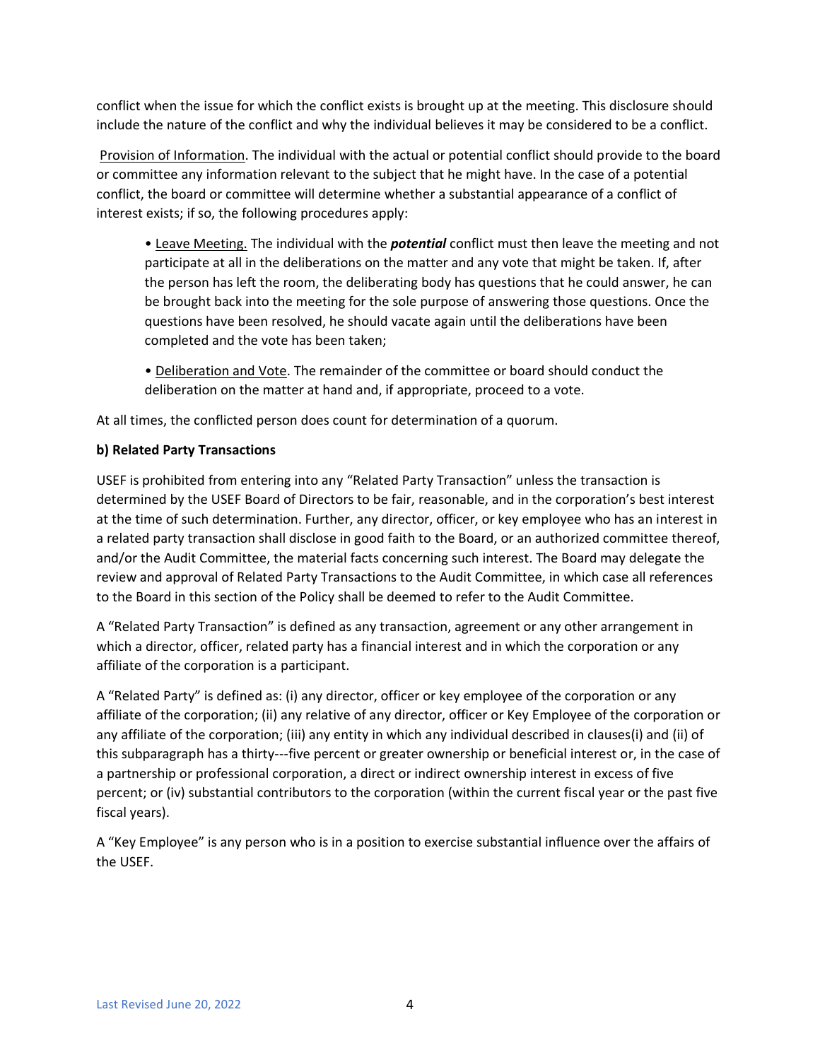conflict when the issue for which the conflict exists is brought up at the meeting. This disclosure should include the nature of the conflict and why the individual believes it may be considered to be a conflict.

<u>Provision of Information</u>. The individual with the actual or potential conflict should provide to the board or committee any information relevant to the subject that he might have. In the case of a potential conflict, the board or committee will determine whether a substantial appearance of a conflict of interest exists; if so, the following procedures apply:

- <u>Leave Meeting.</u> The individual with the ***potential*** conflict must then leave the meeting and not participate at all in the deliberations on the matter and any vote that might be taken. If, after the person has left the room, the deliberating body has questions that he could answer, he can be brought back into the meeting for the sole purpose of answering those questions. Once the questions have been resolved, he should vacate again until the deliberations have been completed and the vote has been taken;

- <u>Deliberation and Vote</u>. The remainder of the committee or board should conduct the deliberation on the matter at hand and, if appropriate, proceed to a vote.

At all times, the conflicted person does count for determination of a quorum.

**b) Related Party Transactions**

USEF is prohibited from entering into any "Related Party Transaction" unless the transaction is determined by the USEF Board of Directors to be fair, reasonable, and in the corporation's best interest at the time of such determination. Further, any director, officer, or key employee who has an interest in a related party transaction shall disclose in good faith to the Board, or an authorized committee thereof, and/or the Audit Committee, the material facts concerning such interest. The Board may delegate the review and approval of Related Party Transactions to the Audit Committee, in which case all references to the Board in this section of the Policy shall be deemed to refer to the Audit Committee.

A "Related Party Transaction" is defined as any transaction, agreement or any other arrangement in which a director, officer, related party has a financial interest and in which the corporation or any affiliate of the corporation is a participant.

A "Related Party" is defined as: (i) any director, officer or key employee of the corporation or any affiliate of the corporation; (ii) any relative of any director, officer or Key Employee of the corporation or any affiliate of the corporation; (iii) any entity in which any individual described in clauses(i) and (ii) of this subparagraph has a thirty---five percent or greater ownership or beneficial interest or, in the case of a partnership or professional corporation, a direct or indirect ownership interest in excess of five percent; or (iv) substantial contributors to the corporation (within the current fiscal year or the past five fiscal years).

A "Key Employee" is any person who is in a position to exercise substantial influence over the affairs of the USEF.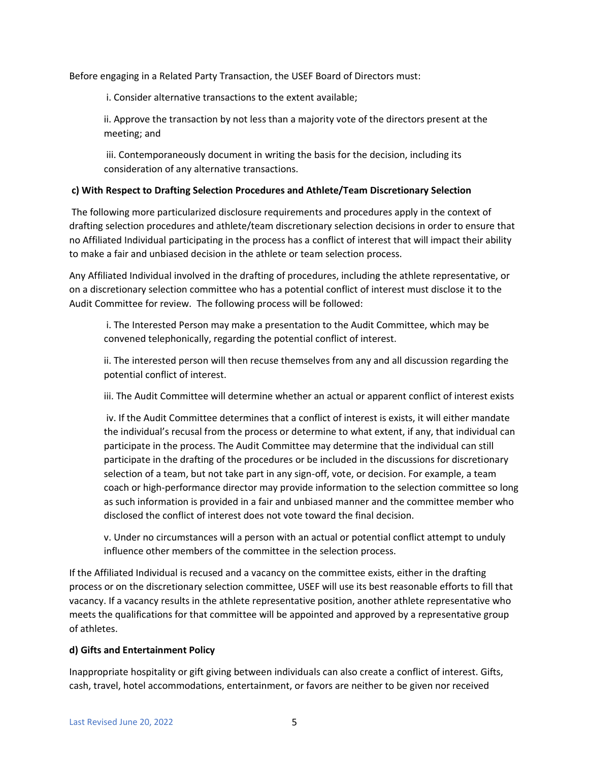Before engaging in a Related Party Transaction, the USEF Board of Directors must:

i. Consider alternative transactions to the extent available;

ii. Approve the transaction by not less than a majority vote of the directors present at the meeting; and

iii. Contemporaneously document in writing the basis for the decision, including its consideration of any alternative transactions.

**c) With Respect to Drafting Selection Procedures and Athlete/Team Discretionary Selection**

The following more particularized disclosure requirements and procedures apply in the context of drafting selection procedures and athlete/team discretionary selection decisions in order to ensure that no Affiliated Individual participating in the process has a conflict of interest that will impact their ability to make a fair and unbiased decision in the athlete or team selection process.

Any Affiliated Individual involved in the drafting of procedures, including the athlete representative, or on a discretionary selection committee who has a potential conflict of interest must disclose it to the Audit Committee for review. The following process will be followed:

i. The Interested Person may make a presentation to the Audit Committee, which may be convened telephonically, regarding the potential conflict of interest.

ii. The interested person will then recuse themselves from any and all discussion regarding the potential conflict of interest.

iii. The Audit Committee will determine whether an actual or apparent conflict of interest exists

iv. If the Audit Committee determines that a conflict of interest is exists, it will either mandate the individual's recusal from the process or determine to what extent, if any, that individual can participate in the process. The Audit Committee may determine that the individual can still participate in the drafting of the procedures or be included in the discussions for discretionary selection of a team, but not take part in any sign-off, vote, or decision. For example, a team coach or high-performance director may provide information to the selection committee so long as such information is provided in a fair and unbiased manner and the committee member who disclosed the conflict of interest does not vote toward the final decision.

v. Under no circumstances will a person with an actual or potential conflict attempt to unduly influence other members of the committee in the selection process.

If the Affiliated Individual is recused and a vacancy on the committee exists, either in the drafting process or on the discretionary selection committee, USEF will use its best reasonable efforts to fill that vacancy. If a vacancy results in the athlete representative position, another athlete representative who meets the qualifications for that committee will be appointed and approved by a representative group of athletes.

**d) Gifts and Entertainment Policy**

Inappropriate hospitality or gift giving between individuals can also create a conflict of interest. Gifts, cash, travel, hotel accommodations, entertainment, or favors are neither to be given nor received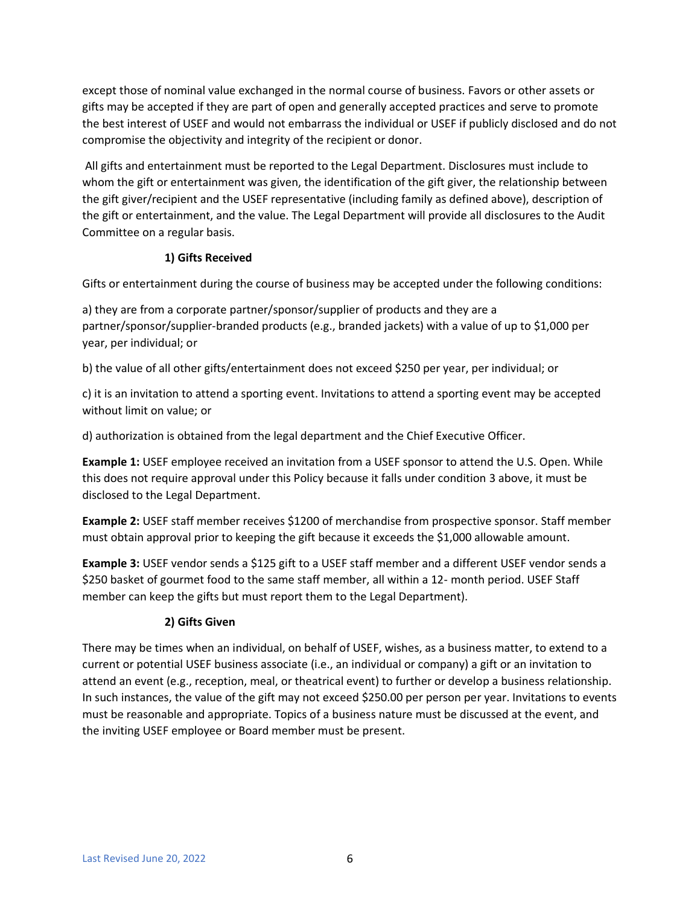except those of nominal value exchanged in the normal course of business. Favors or other assets or gifts may be accepted if they are part of open and generally accepted practices and serve to promote the best interest of USEF and would not embarrass the individual or USEF if publicly disclosed and do not compromise the objectivity and integrity of the recipient or donor.

All gifts and entertainment must be reported to the Legal Department. Disclosures must include to whom the gift or entertainment was given, the identification of the gift giver, the relationship between the gift giver/recipient and the USEF representative (including family as defined above), description of the gift or entertainment, and the value. The Legal Department will provide all disclosures to the Audit Committee on a regular basis.

**1) Gifts Received**

Gifts or entertainment during the course of business may be accepted under the following conditions:

a) they are from a corporate partner/sponsor/supplier of products and they are a partner/sponsor/supplier-branded products (e.g., branded jackets) with a value of up to $1,000 per year, per individual; or

b) the value of all other gifts/entertainment does not exceed $250 per year, per individual; or

c) it is an invitation to attend a sporting event. Invitations to attend a sporting event may be accepted without limit on value; or

d) authorization is obtained from the legal department and the Chief Executive Officer.

**Example 1:** USEF employee received an invitation from a USEF sponsor to attend the U.S. Open. While this does not require approval under this Policy because it falls under condition 3 above, it must be disclosed to the Legal Department.

**Example 2:** USEF staff member receives $1200 of merchandise from prospective sponsor. Staff member must obtain approval prior to keeping the gift because it exceeds the $1,000 allowable amount.

**Example 3:** USEF vendor sends a $125 gift to a USEF staff member and a different USEF vendor sends a $250 basket of gourmet food to the same staff member, all within a 12- month period. USEF Staff member can keep the gifts but must report them to the Legal Department).

**2) Gifts Given**

There may be times when an individual, on behalf of USEF, wishes, as a business matter, to extend to a current or potential USEF business associate (i.e., an individual or company) a gift or an invitation to attend an event (e.g., reception, meal, or theatrical event) to further or develop a business relationship. In such instances, the value of the gift may not exceed $250.00 per person per year. Invitations to events must be reasonable and appropriate. Topics of a business nature must be discussed at the event, and the inviting USEF employee or Board member must be present.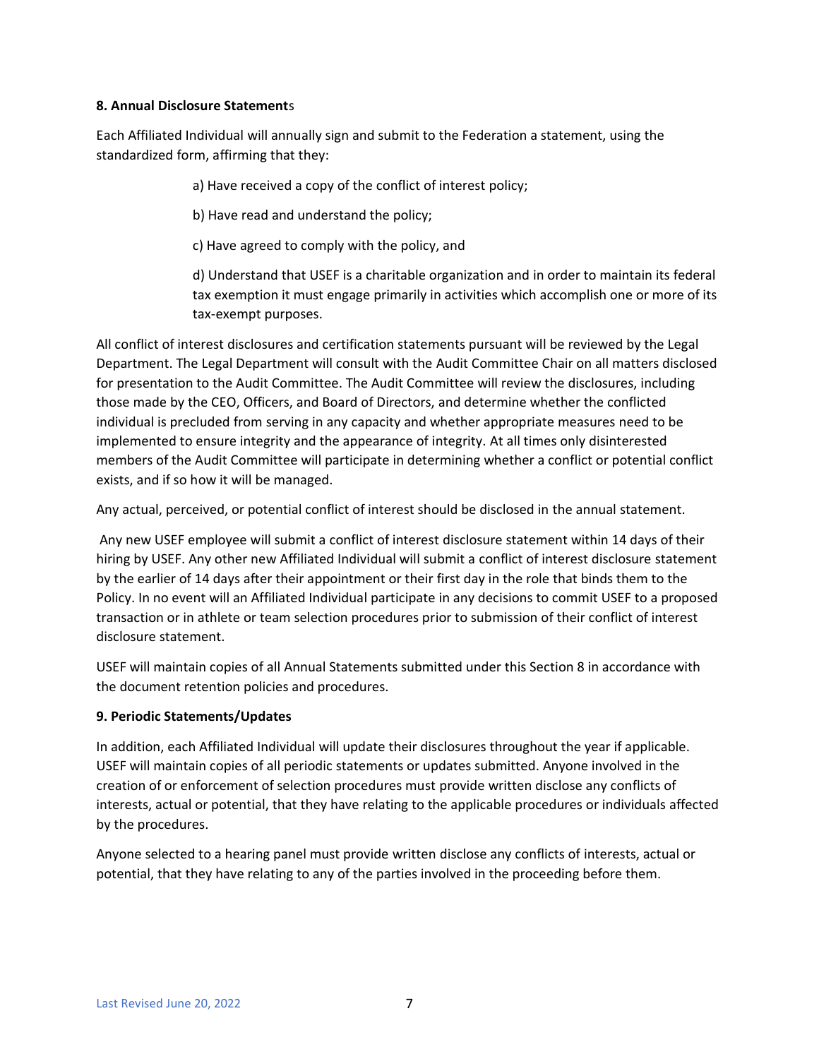**8. Annual Disclosure Statements**

Each Affiliated Individual will annually sign and submit to the Federation a statement, using the standardized form, affirming that they:

a) Have received a copy of the conflict of interest policy;

b) Have read and understand the policy;

c) Have agreed to comply with the policy, and

d) Understand that USEF is a charitable organization and in order to maintain its federal tax exemption it must engage primarily in activities which accomplish one or more of its tax-exempt purposes.

All conflict of interest disclosures and certification statements pursuant will be reviewed by the Legal Department. The Legal Department will consult with the Audit Committee Chair on all matters disclosed for presentation to the Audit Committee. The Audit Committee will review the disclosures, including those made by the CEO, Officers, and Board of Directors, and determine whether the conflicted individual is precluded from serving in any capacity and whether appropriate measures need to be implemented to ensure integrity and the appearance of integrity. At all times only disinterested members of the Audit Committee will participate in determining whether a conflict or potential conflict exists, and if so how it will be managed.

Any actual, perceived, or potential conflict of interest should be disclosed in the annual statement.

Any new USEF employee will submit a conflict of interest disclosure statement within 14 days of their hiring by USEF. Any other new Affiliated Individual will submit a conflict of interest disclosure statement by the earlier of 14 days after their appointment or their first day in the role that binds them to the Policy. In no event will an Affiliated Individual participate in any decisions to commit USEF to a proposed transaction or in athlete or team selection procedures prior to submission of their conflict of interest disclosure statement.

USEF will maintain copies of all Annual Statements submitted under this Section 8 in accordance with the document retention policies and procedures.

**9. Periodic Statements/Updates**

In addition, each Affiliated Individual will update their disclosures throughout the year if applicable. USEF will maintain copies of all periodic statements or updates submitted. Anyone involved in the creation of or enforcement of selection procedures must provide written disclose any conflicts of interests, actual or potential, that they have relating to the applicable procedures or individuals affected by the procedures.

Anyone selected to a hearing panel must provide written disclose any conflicts of interests, actual or potential, that they have relating to any of the parties involved in the proceeding before them.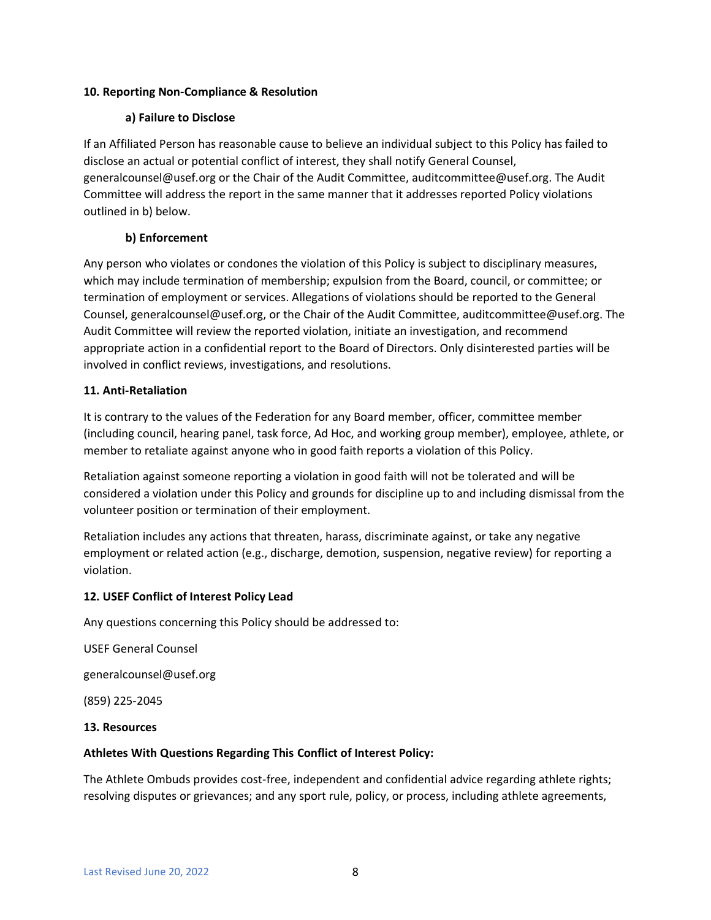**10. Reporting Non-Compliance & Resolution**

**a) Failure to Disclose**

If an Affiliated Person has reasonable cause to believe an individual subject to this Policy has failed to disclose an actual or potential conflict of interest, they shall notify General Counsel, generalcounsel@usef.org or the Chair of the Audit Committee, auditcommittee@usef.org. The Audit Committee will address the report in the same manner that it addresses reported Policy violations outlined in b) below.

**b) Enforcement**

Any person who violates or condones the violation of this Policy is subject to disciplinary measures, which may include termination of membership; expulsion from the Board, council, or committee; or termination of employment or services. Allegations of violations should be reported to the General Counsel, generalcounsel@usef.org, or the Chair of the Audit Committee, auditcommittee@usef.org. The Audit Committee will review the reported violation, initiate an investigation, and recommend appropriate action in a confidential report to the Board of Directors. Only disinterested parties will be involved in conflict reviews, investigations, and resolutions.

**11. Anti-Retaliation**

It is contrary to the values of the Federation for any Board member, officer, committee member (including council, hearing panel, task force, Ad Hoc, and working group member), employee, athlete, or member to retaliate against anyone who in good faith reports a violation of this Policy.

Retaliation against someone reporting a violation in good faith will not be tolerated and will be considered a violation under this Policy and grounds for discipline up to and including dismissal from the volunteer position or termination of their employment.

Retaliation includes any actions that threaten, harass, discriminate against, or take any negative employment or related action (e.g., discharge, demotion, suspension, negative review) for reporting a violation.

**12. USEF Conflict of Interest Policy Lead**

Any questions concerning this Policy should be addressed to:

USEF General Counsel

generalcounsel@usef.org

(859) 225-2045

**13. Resources**

**Athletes With Questions Regarding This Conflict of Interest Policy:**

The Athlete Ombuds provides cost-free, independent and confidential advice regarding athlete rights; resolving disputes or grievances; and any sport rule, policy, or process, including athlete agreements,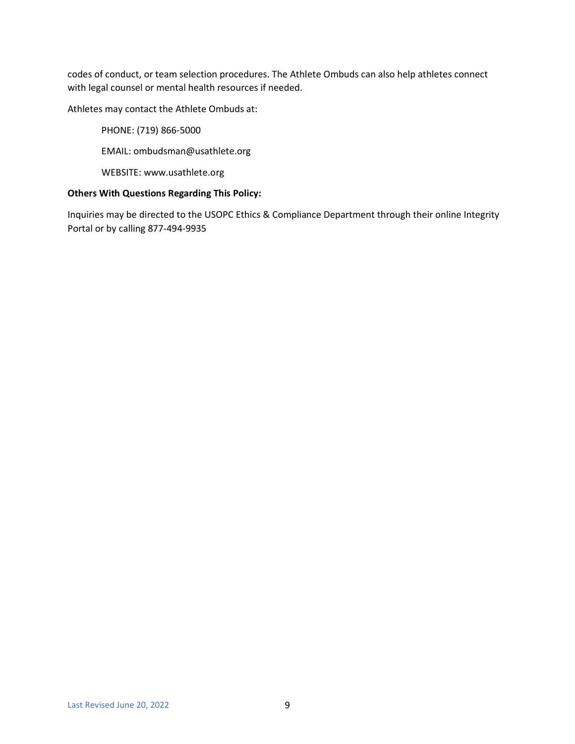codes of conduct, or team selection procedures. The Athlete Ombuds can also help athletes connect with legal counsel or mental health resources if needed.

Athletes may contact the Athlete Ombuds at:

PHONE: (719) 866-5000

EMAIL: ombudsman@usathlete.org

WEBSITE: www.usathlete.org

**Others With Questions Regarding This Policy:**

Inquiries may be directed to the USOPC Ethics & Compliance Department through their online Integrity Portal or by calling 877-494-9935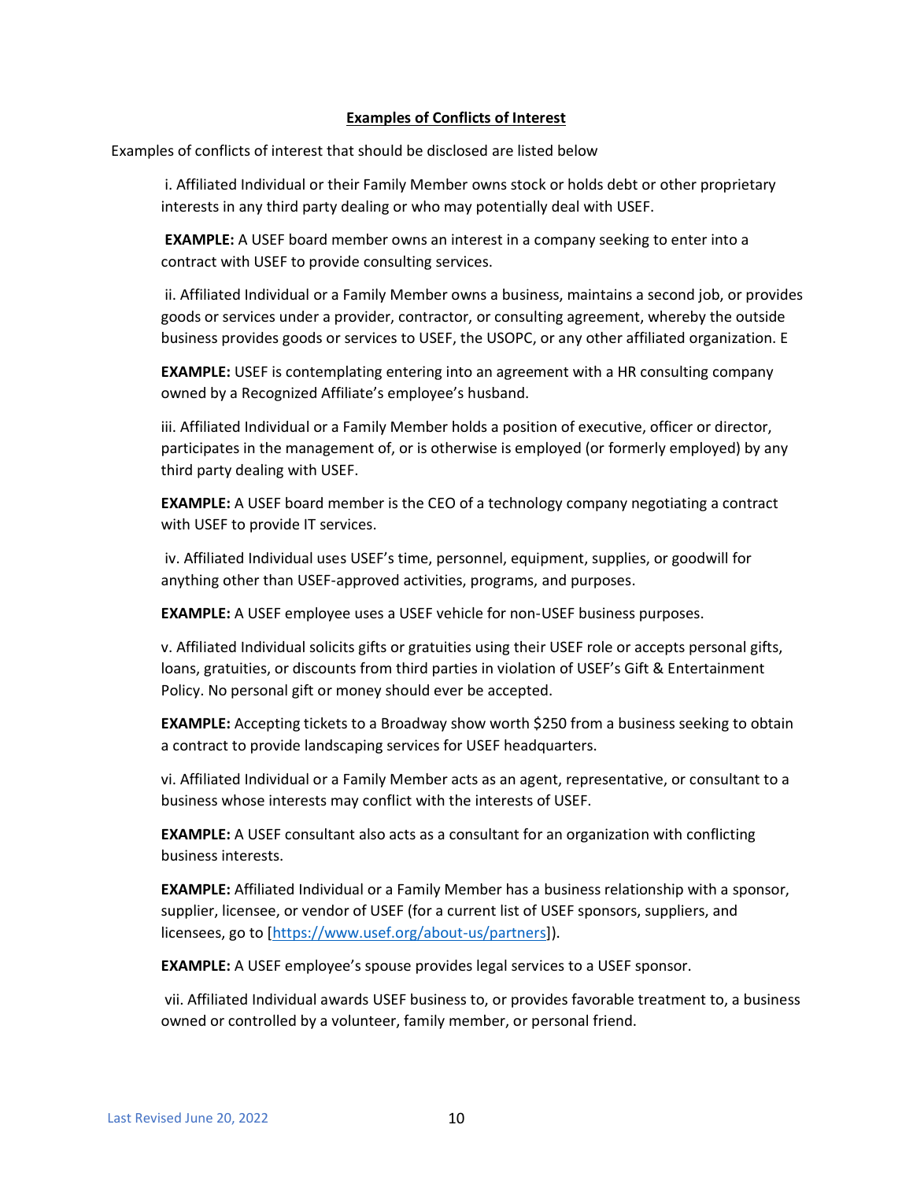**Examples of Conflicts of Interest**

Examples of conflicts of interest that should be disclosed are listed below

i. Affiliated Individual or their Family Member owns stock or holds debt or other proprietary interests in any third party dealing or who may potentially deal with USEF.

**EXAMPLE:** A USEF board member owns an interest in a company seeking to enter into a contract with USEF to provide consulting services.

ii. Affiliated Individual or a Family Member owns a business, maintains a second job, or provides goods or services under a provider, contractor, or consulting agreement, whereby the outside business provides goods or services to USEF, the USOPC, or any other affiliated organization. E

**EXAMPLE:** USEF is contemplating entering into an agreement with a HR consulting company owned by a Recognized Affiliate's employee's husband.

iii. Affiliated Individual or a Family Member holds a position of executive, officer or director, participates in the management of, or is otherwise is employed (or formerly employed) by any third party dealing with USEF.

**EXAMPLE:** A USEF board member is the CEO of a technology company negotiating a contract with USEF to provide IT services.

iv. Affiliated Individual uses USEF's time, personnel, equipment, supplies, or goodwill for anything other than USEF-approved activities, programs, and purposes.

**EXAMPLE:** A USEF employee uses a USEF vehicle for non-USEF business purposes.

v. Affiliated Individual solicits gifts or gratuities using their USEF role or accepts personal gifts, loans, gratuities, or discounts from third parties in violation of USEF's Gift & Entertainment Policy. No personal gift or money should ever be accepted.

**EXAMPLE:** Accepting tickets to a Broadway show worth $250 from a business seeking to obtain a contract to provide landscaping services for USEF headquarters.

vi. Affiliated Individual or a Family Member acts as an agent, representative, or consultant to a business whose interests may conflict with the interests of USEF.

**EXAMPLE:** A USEF consultant also acts as a consultant for an organization with conflicting business interests.

**EXAMPLE:** Affiliated Individual or a Family Member has a business relationship with a sponsor, supplier, licensee, or vendor of USEF (for a current list of USEF sponsors, suppliers, and licensees, go to [https://www.usef.org/about-us/partners]).

**EXAMPLE:** A USEF employee's spouse provides legal services to a USEF sponsor.

vii. Affiliated Individual awards USEF business to, or provides favorable treatment to, a business owned or controlled by a volunteer, family member, or personal friend.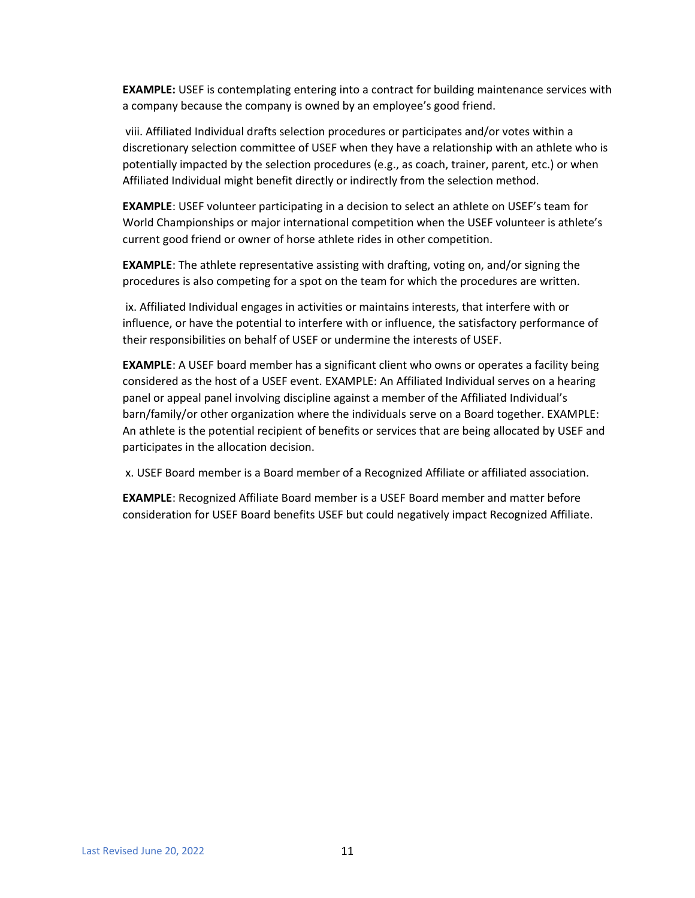**EXAMPLE:** USEF is contemplating entering into a contract for building maintenance services with a company because the company is owned by an employee's good friend.

viii. Affiliated Individual drafts selection procedures or participates and/or votes within a discretionary selection committee of USEF when they have a relationship with an athlete who is potentially impacted by the selection procedures (e.g., as coach, trainer, parent, etc.) or when Affiliated Individual might benefit directly or indirectly from the selection method.

**EXAMPLE**: USEF volunteer participating in a decision to select an athlete on USEF's team for World Championships or major international competition when the USEF volunteer is athlete's current good friend or owner of horse athlete rides in other competition.

**EXAMPLE**: The athlete representative assisting with drafting, voting on, and/or signing the procedures is also competing for a spot on the team for which the procedures are written.

ix. Affiliated Individual engages in activities or maintains interests, that interfere with or influence, or have the potential to interfere with or influence, the satisfactory performance of their responsibilities on behalf of USEF or undermine the interests of USEF.

**EXAMPLE**: A USEF board member has a significant client who owns or operates a facility being considered as the host of a USEF event. EXAMPLE: An Affiliated Individual serves on a hearing panel or appeal panel involving discipline against a member of the Affiliated Individual's barn/family/or other organization where the individuals serve on a Board together. EXAMPLE: An athlete is the potential recipient of benefits or services that are being allocated by USEF and participates in the allocation decision.

x. USEF Board member is a Board member of a Recognized Affiliate or affiliated association.

**EXAMPLE**: Recognized Affiliate Board member is a USEF Board member and matter before consideration for USEF Board benefits USEF but could negatively impact Recognized Affiliate.